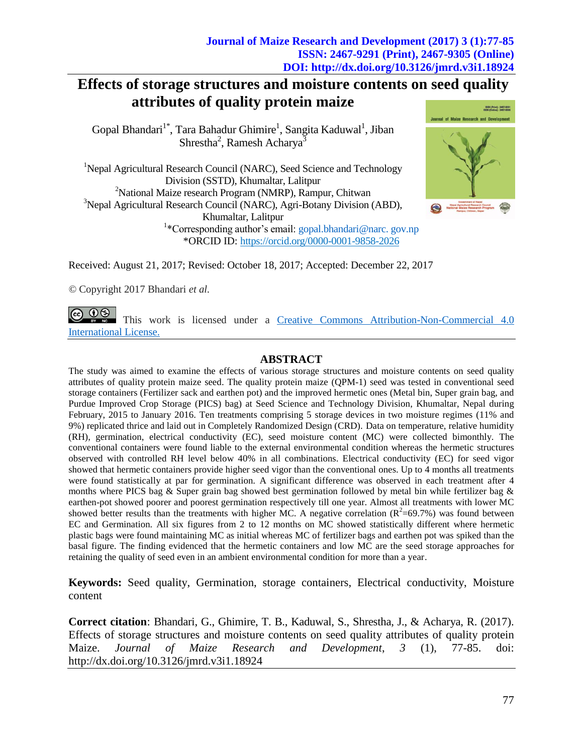# Effects of storage structures and moisture contents on seed quality attributes of quality protein maize

Gopal Bhandari[1*], Tara Bahadur Ghimire[1], Sangita Kaduwal[1], Jiban Shrestha[2], Ramesh Acharya[3]

[1]Nepal Agricultural Research Council (NARC), Seed Science and Technology Division (SSTD), Khumaltar, Lalitpur
[2]National Maize research Program (NMRP), Rampur, Chitwan
[3]Nepal Agricultural Research Council (NARC), Agri-Botany Division (ABD), Khumaltar, Lalitpur
[1]*Corresponding author's email: gopal.bhandari@narc. gov.np
*ORCID ID: https://orcid.org/0000-0001-9858-2026

Received: August 21, 2017; Revised: October 18, 2017; Accepted: December 22, 2017

© Copyright 2017 Bhandari *et al.*

This work is licensed under a Creative Commons Attribution-Non-Commercial 4.0 International License.

## ABSTRACT

The study was aimed to examine the effects of various storage structures and moisture contents on seed quality attributes of quality protein maize seed. The quality protein maize (QPM-1) seed was tested in conventional seed storage containers (Fertilizer sack and earthen pot) and the improved hermetic ones (Metal bin, Super grain bag, and Purdue Improved Crop Storage (PICS) bag) at Seed Science and Technology Division, Khumaltar, Nepal during February, 2015 to January 2016. Ten treatments comprising 5 storage devices in two moisture regimes (11% and 9%) replicated thrice and laid out in Completely Randomized Design (CRD). Data on temperature, relative humidity (RH), germination, electrical conductivity (EC), seed moisture content (MC) were collected bimonthly. The conventional containers were found liable to the external environmental condition whereas the hermetic structures observed with controlled RH level below 40% in all combinations. Electrical conductivity (EC) for seed vigor showed that hermetic containers provide higher seed vigor than the conventional ones. Up to 4 months all treatments were found statistically at par for germination. A significant difference was observed in each treatment after 4 months where PICS bag & Super grain bag showed best germination followed by metal bin while fertilizer bag & earthen-pot showed poorer and poorest germination respectively till one year. Almost all treatments with lower MC showed better results than the treatments with higher MC. A negative correlation ($R^2$=69.7%) was found between EC and Germination. All six figures from 2 to 12 months on MC showed statistically different where hermetic plastic bags were found maintaining MC as initial whereas MC of fertilizer bags and earthen pot was spiked than the basal figure. The finding evidenced that the hermetic containers and low MC are the seed storage approaches for retaining the quality of seed even in an ambient environmental condition for more than a year.

**Keywords:** Seed quality, Germination, storage containers, Electrical conductivity, Moisture content

**Correct citation**: Bhandari, G., Ghimire, T. B., Kaduwal, S., Shrestha, J., & Acharya, R. (2017). Effects of storage structures and moisture contents on seed quality attributes of quality protein Maize. *Journal of Maize Research and Development*, *3* (1), 77-85. doi: http://dx.doi.org/10.3126/jmrd.v3i1.18924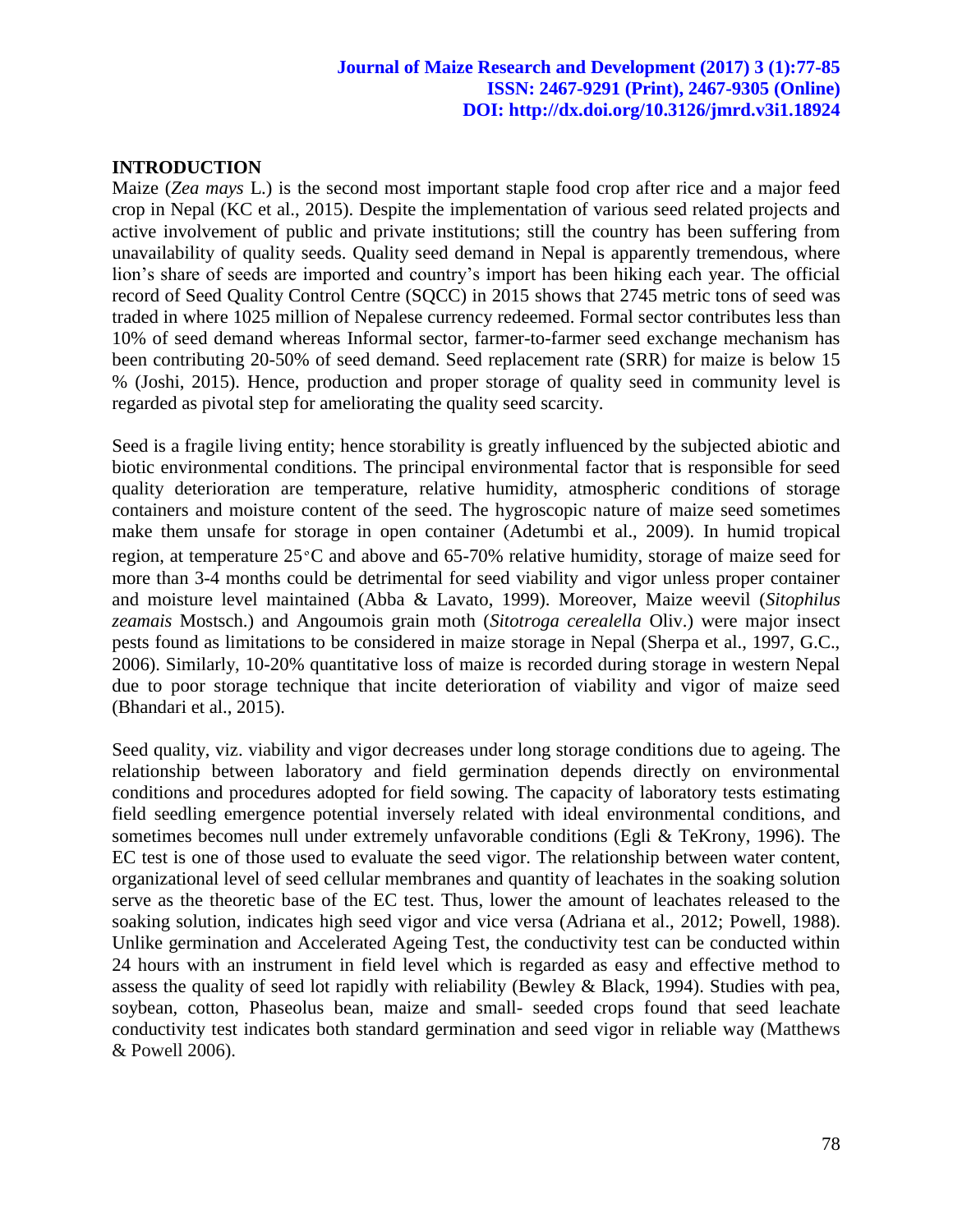## INTRODUCTION

Maize (*Zea mays* L.) is the second most important staple food crop after rice and a major feed crop in Nepal (KC et al., 2015). Despite the implementation of various seed related projects and active involvement of public and private institutions; still the country has been suffering from unavailability of quality seeds. Quality seed demand in Nepal is apparently tremendous, where lion's share of seeds are imported and country's import has been hiking each year. The official record of Seed Quality Control Centre (SQCC) in 2015 shows that 2745 metric tons of seed was traded in where 1025 million of Nepalese currency redeemed. Formal sector contributes less than 10% of seed demand whereas Informal sector, farmer-to-farmer seed exchange mechanism has been contributing 20-50% of seed demand. Seed replacement rate (SRR) for maize is below 15 % (Joshi, 2015). Hence, production and proper storage of quality seed in community level is regarded as pivotal step for ameliorating the quality seed scarcity.

Seed is a fragile living entity; hence storability is greatly influenced by the subjected abiotic and biotic environmental conditions. The principal environmental factor that is responsible for seed quality deterioration are temperature, relative humidity, atmospheric conditions of storage containers and moisture content of the seed. The hygroscopic nature of maize seed sometimes make them unsafe for storage in open container (Adetumbi et al., 2009). In humid tropical region, at temperature 25°C and above and 65-70% relative humidity, storage of maize seed for more than 3-4 months could be detrimental for seed viability and vigor unless proper container and moisture level maintained (Abba & Lavato, 1999). Moreover, Maize weevil (*Sitophilus zeamais* Mostsch.) and Angoumois grain moth (*Sitotroga cerealella* Oliv.) were major insect pests found as limitations to be considered in maize storage in Nepal (Sherpa et al., 1997, G.C., 2006). Similarly, 10-20% quantitative loss of maize is recorded during storage in western Nepal due to poor storage technique that incite deterioration of viability and vigor of maize seed (Bhandari et al., 2015).

Seed quality, viz. viability and vigor decreases under long storage conditions due to ageing. The relationship between laboratory and field germination depends directly on environmental conditions and procedures adopted for field sowing. The capacity of laboratory tests estimating field seedling emergence potential inversely related with ideal environmental conditions, and sometimes becomes null under extremely unfavorable conditions (Egli & TeKrony, 1996). The EC test is one of those used to evaluate the seed vigor. The relationship between water content, organizational level of seed cellular membranes and quantity of leachates in the soaking solution serve as the theoretic base of the EC test. Thus, lower the amount of leachates released to the soaking solution, indicates high seed vigor and vice versa (Adriana et al., 2012; Powell, 1988). Unlike germination and Accelerated Ageing Test, the conductivity test can be conducted within 24 hours with an instrument in field level which is regarded as easy and effective method to assess the quality of seed lot rapidly with reliability (Bewley & Black, 1994). Studies with pea, soybean, cotton, Phaseolus bean, maize and small- seeded crops found that seed leachate conductivity test indicates both standard germination and seed vigor in reliable way (Matthews & Powell 2006).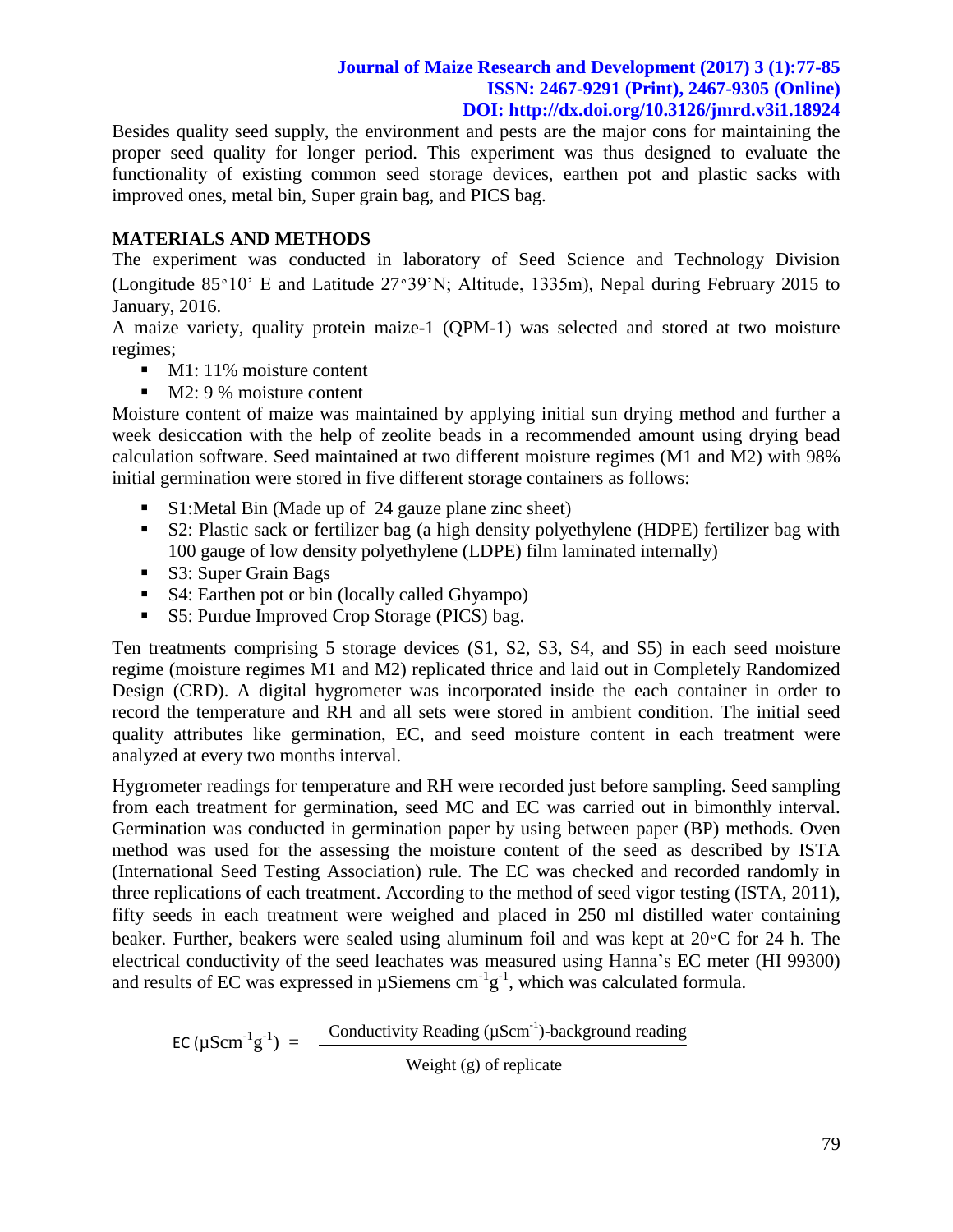Besides quality seed supply, the environment and pests are the major cons for maintaining the proper seed quality for longer period. This experiment was thus designed to evaluate the functionality of existing common seed storage devices, earthen pot and plastic sacks with improved ones, metal bin, Super grain bag, and PICS bag.

## MATERIALS AND METHODS

The experiment was conducted in laboratory of Seed Science and Technology Division (Longitude 85∘10' E and Latitude 27∘39'N; Altitude, 1335m), Nepal during February 2015 to January, 2016.

A maize variety, quality protein maize-1 (QPM-1) was selected and stored at two moisture regimes;

- M1: 11% moisture content
- M2: 9 % moisture content

Moisture content of maize was maintained by applying initial sun drying method and further a week desiccation with the help of zeolite beads in a recommended amount using drying bead calculation software. Seed maintained at two different moisture regimes (M1 and M2) with 98% initial germination were stored in five different storage containers as follows:

- S1:Metal Bin (Made up of 24 gauze plane zinc sheet)
- S2: Plastic sack or fertilizer bag (a high density polyethylene (HDPE) fertilizer bag with 100 gauge of low density polyethylene (LDPE) film laminated internally)
- S3: Super Grain Bags
- S4: Earthen pot or bin (locally called Ghyampo)
- S5: Purdue Improved Crop Storage (PICS) bag.

Ten treatments comprising 5 storage devices (S1, S2, S3, S4, and S5) in each seed moisture regime (moisture regimes M1 and M2) replicated thrice and laid out in Completely Randomized Design (CRD). A digital hygrometer was incorporated inside the each container in order to record the temperature and RH and all sets were stored in ambient condition. The initial seed quality attributes like germination, EC, and seed moisture content in each treatment were analyzed at every two months interval.

Hygrometer readings for temperature and RH were recorded just before sampling. Seed sampling from each treatment for germination, seed MC and EC was carried out in bimonthly interval. Germination was conducted in germination paper by using between paper (BP) methods. Oven method was used for the assessing the moisture content of the seed as described by ISTA (International Seed Testing Association) rule. The EC was checked and recorded randomly in three replications of each treatment. According to the method of seed vigor testing (ISTA, 2011), fifty seeds in each treatment were weighed and placed in 250 ml distilled water containing beaker. Further, beakers were sealed using aluminum foil and was kept at 20∘C for 24 h. The electrical conductivity of the seed leachates was measured using Hanna's EC meter (HI 99300) and results of EC was expressed in µSiemens $cm^{-1}g^{-1}$, which was calculated formula.

$$EC\ (\mu S cm^{-1} g^{-1}) = \frac{\text{Conductivity Reading } (\mu S cm^{-1}) - \text{background reading}}{\text{Weight (g) of replicate}}$$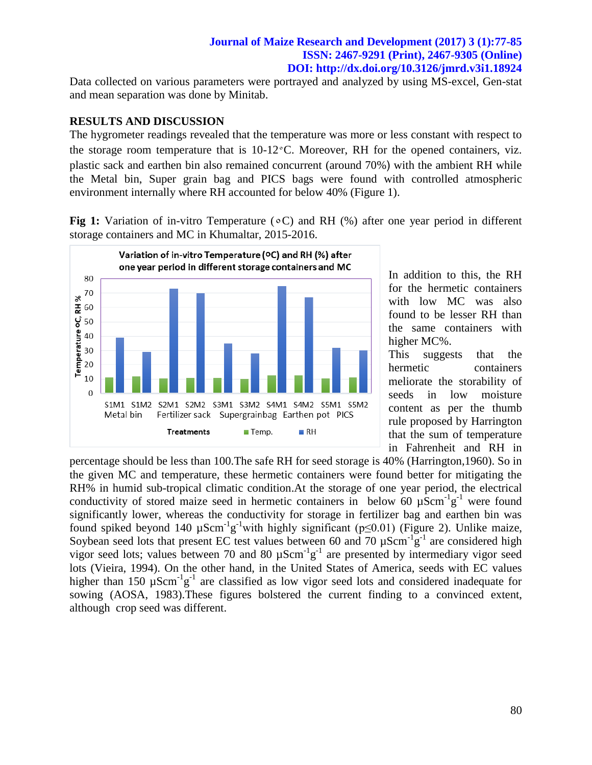Data collected on various parameters were portrayed and analyzed by using MS-excel, Gen-stat and mean separation was done by Minitab.

## RESULTS AND DISCUSSION

The hygrometer readings revealed that the temperature was more or less constant with respect to the storage room temperature that is 10-12∘C. Moreover, RH for the opened containers, viz. plastic sack and earthen bin also remained concurrent (around 70%) with the ambient RH while the Metal bin, Super grain bag and PICS bags were found with controlled atmospheric environment internally where RH accounted for below 40% (Figure 1).

**Fig 1:** Variation of in-vitro Temperature (∘C) and RH (%) after one year period in different storage containers and MC in Khumaltar, 2015-2016.

In addition to this, the RH for the hermetic containers with low MC was also found to be lesser RH than the same containers with higher MC%. This suggests that the hermetic containers meliorate the storability of seeds in low moisture content as per the thumb rule proposed by Harrington that the sum of temperature in Fahrenheit and RH in percentage should be less than 100.The safe RH for seed storage is 40% (Harrington,1960). So in the given MC and temperature, these hermetic containers were found better for mitigating the RH% in humid sub-tropical climatic condition.At the storage of one year period, the electrical conductivity of stored maize seed in hermetic containers in below 60 $\mu Scm^{-1}g^{-1}$ were found significantly lower, whereas the conductivity for storage in fertilizer bag and earthen bin was found spiked beyond 140 $\mu Scm^{-1}g^{-1}$with highly significant ($p \leq 0.01$) (Figure 2). Unlike maize, Soybean seed lots that present EC test values between 60 and 70 $\mu Scm^{-1}g^{-1}$ are considered high vigor seed lots; values between 70 and 80 $\mu Scm^{-1}g^{-1}$ are presented by intermediary vigor seed lots (Vieira, 1994). On the other hand, in the United States of America, seeds with EC values higher than 150 $\mu Scm^{-1}g^{-1}$ are classified as low vigor seed lots and considered inadequate for sowing (AOSA, 1983).These figures bolstered the current finding to a convinced extent, although crop seed was different.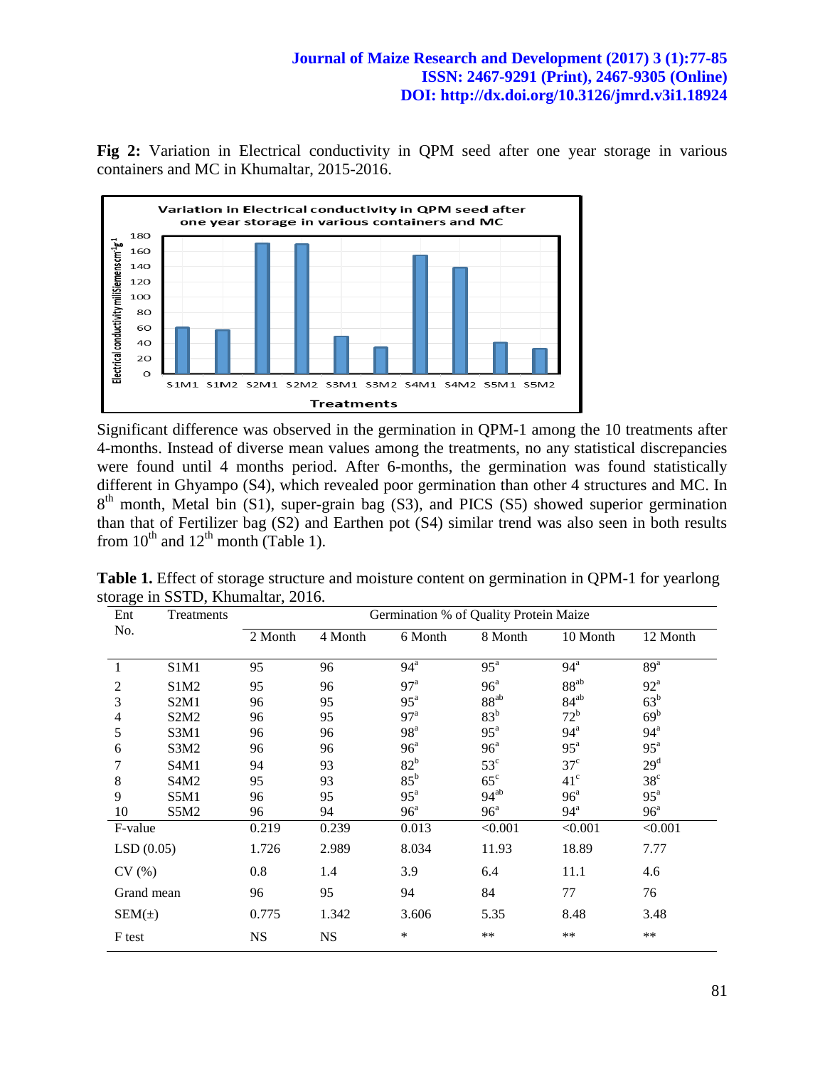**Fig 2:** Variation in Electrical conductivity in QPM seed after one year storage in various containers and MC in Khumaltar, 2015-2016.

Significant difference was observed in the germination in QPM-1 among the 10 treatments after 4-months. Instead of diverse mean values among the treatments, no any statistical discrepancies were found until 4 months period. After 6-months, the germination was found statistically different in Ghyampo (S4), which revealed poor germination than other 4 structures and MC. In 8$^{th}$ month, Metal bin (S1), super-grain bag (S3), and PICS (S5) showed superior germination than that of Fertilizer bag (S2) and Earthen pot (S4) similar trend was also seen in both results from 10$^{th}$ and 12$^{th}$ month (Table 1).

**Table 1.** Effect of storage structure and moisture content on germination in QPM-1 for yearlong storage in SSTD, Khumaltar, 2016.

| Ent No. | Treatments | Germination % of Quality Protein Maize | | | | | |
|---|---|---|---|---|---|---|---|
| | | 2 Month | 4 Month | 6 Month | 8 Month | 10 Month | 12 Month |
| 1 | S1M1 | 95 | 96 | 94$^{a}$ | 95$^{a}$ | 94$^{a}$ | 89$^{a}$ |
| 2 | S1M2 | 95 | 96 | 97$^{a}$ | 96$^{a}$ | 88$^{ab}$ | 92$^{a}$ |
| 3 | S2M1 | 96 | 95 | 95$^{a}$ | 88$^{ab}$ | 84$^{ab}$ | 63$^{b}$ |
| 4 | S2M2 | 96 | 95 | 97$^{a}$ | 83$^{b}$ | 72$^{b}$ | 69$^{b}$ |
| 5 | S3M1 | 96 | 96 | 98$^{a}$ | 95$^{a}$ | 94$^{a}$ | 94$^{a}$ |
| 6 | S3M2 | 96 | 96 | 96$^{a}$ | 96$^{a}$ | 95$^{a}$ | 95$^{a}$ |
| 7 | S4M1 | 94 | 93 | 82$^{b}$ | 53$^{c}$ | 37$^{c}$ | 29$^{d}$ |
| 8 | S4M2 | 95 | 93 | 85$^{b}$ | 65$^{c}$ | 41$^{c}$ | 38$^{c}$ |
| 9 | S5M1 | 96 | 95 | 95$^{a}$ | 94$^{ab}$ | 96$^{a}$ | 95$^{a}$ |
| 10 | S5M2 | 96 | 94 | 96$^{a}$ | 96$^{a}$ | 94$^{a}$ | 96$^{a}$ |
| F-value | | 0.219 | 0.239 | 0.013 | <0.001 | <0.001 | <0.001 |
| LSD (0.05) | | 1.726 | 2.989 | 8.034 | 11.93 | 18.89 | 7.77 |
| CV (%) | | 0.8 | 1.4 | 3.9 | 6.4 | 11.1 | 4.6 |
| Grand mean | | 96 | 95 | 94 | 84 | 77 | 76 |
| SEM(±) | | 0.775 | 1.342 | 3.606 | 5.35 | 8.48 | 3.48 |
| F test | | NS | NS | * | ** | ** | ** |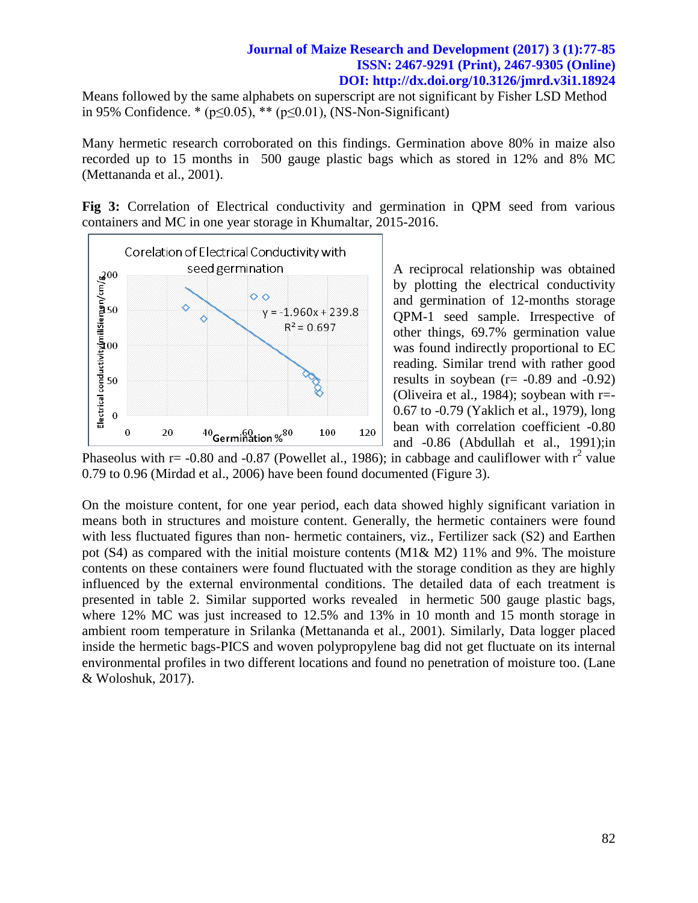Means followed by the same alphabets on superscript are not significant by Fisher LSD Method in 95% Confidence. * ($p \leq 0.05$), ** ($p \leq 0.01$), (NS-Non-Significant)

Many hermetic research corroborated on this findings. Germination above 80% in maize also recorded up to 15 months in 500 gauge plastic bags which as stored in 12% and 8% MC (Mettananda et al., 2001).

**Fig 3:** Correlation of Electrical conductivity and germination in QPM seed from various containers and MC in one year storage in Khumaltar, 2015-2016.

A reciprocal relationship was obtained by plotting the electrical conductivity and germination of 12-months storage QPM-1 seed sample. Irrespective of other things, 69.7% germination value was found indirectly proportional to EC reading. Similar trend with rather good results in soybean (r= -0.89 and -0.92) (Oliveira et al., 1984); soybean with r=-0.67 to -0.79 (Yaklich et al., 1979), long bean with correlation coefficient -0.80 and -0.86 (Abdullah et al., 1991);in Phaseolus with r= -0.80 and -0.87 (Powellet al., 1986); in cabbage and cauliflower with $r^2$ value 0.79 to 0.96 (Mirdad et al., 2006) have been found documented (Figure 3).

On the moisture content, for one year period, each data showed highly significant variation in means both in structures and moisture content. Generally, the hermetic containers were found with less fluctuated figures than non- hermetic containers, viz., Fertilizer sack (S2) and Earthen pot (S4) as compared with the initial moisture contents (M1& M2) 11% and 9%. The moisture contents on these containers were found fluctuated with the storage condition as they are highly influenced by the external environmental conditions. The detailed data of each treatment is presented in table 2. Similar supported works revealed in hermetic 500 gauge plastic bags, where 12% MC was just increased to 12.5% and 13% in 10 month and 15 month storage in ambient room temperature in Srilanka (Mettananda et al., 2001). Similarly, Data logger placed inside the hermetic bags-PICS and woven polypropylene bag did not get fluctuate on its internal environmental profiles in two different locations and found no penetration of moisture too. (Lane & Woloshuk, 2017).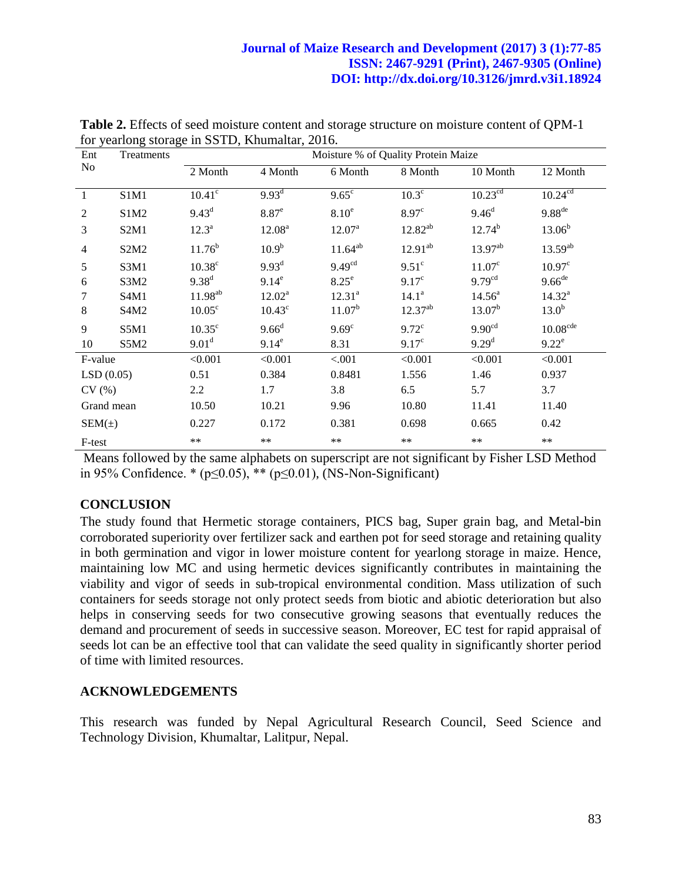**Table 2.** Effects of seed moisture content and storage structure on moisture content of QPM-1 for yearlong storage in SSTD, Khumaltar, 2016.

| Ent No | Treatments | Moisture % of Quality Protein Maize | | | | | |
|---|---|---|---|---|---|---|---|
| | | 2 Month | 4 Month | 6 Month | 8 Month | 10 Month | 12 Month |
| 1 | S1M1 | 10.41[c] | 9.93[d] | 9.65[c] | 10.3[c] | 10.23[cd] | 10.24[cd] |
| 2 | S1M2 | 9.43[d] | 8.87[e] | 8.10[e] | 8.97[c] | 9.46[d] | 9.88[de] |
| 3 | S2M1 | 12.3[a] | 12.08[a] | 12.07[a] | 12.82[ab] | 12.74[b] | 13.06[b] |
| 4 | S2M2 | 11.76[b] | 10.9[b] | 11.64[ab] | 12.91[ab] | 13.97[ab] | 13.59[ab] |
| 5 | S3M1 | 10.38[c] | 9.93[d] | 9.49[cd] | 9.51[c] | 11.07[c] | 10.97[c] |
| 6 | S3M2 | 9.38[d] | 9.14[e] | 8.25[e] | 9.17[c] | 9.79[cd] | 9.66[de] |
| 7 | S4M1 | 11.98[ab] | 12.02[a] | 12.31[a] | 14.1[a] | 14.56[a] | 14.32[a] |
| 8 | S4M2 | 10.05[c] | 10.43[c] | 11.07[b] | 12.37[ab] | 13.07[b] | 13.0[b] |
| 9 | S5M1 | 10.35[c] | 9.66[d] | 9.69[c] | 9.72[c] | 9.90[cd] | 10.08[cde] |
| 10 | S5M2 | 9.01[d] | 9.14[e] | 8.31 | 9.17[c] | 9.29[d] | 9.22[e] |
| F-value | | <0.001 | <0.001 | <.001 | <0.001 | <0.001 | <0.001 |
| LSD (0.05) | | 0.51 | 0.384 | 0.8481 | 1.556 | 1.46 | 0.937 |
| CV (%) | | 2.2 | 1.7 | 3.8 | 6.5 | 5.7 | 3.7 |
| Grand mean | | 10.50 | 10.21 | 9.96 | 10.80 | 11.41 | 11.40 |
| SEM(±) | | 0.227 | 0.172 | 0.381 | 0.698 | 0.665 | 0.42 |
| F-test | | ** | ** | ** | ** | ** | ** |

Means followed by the same alphabets on superscript are not significant by Fisher LSD Method in 95% Confidence. * ($p \leq 0.05$), ** ($p \leq 0.01$), (NS-Non-Significant)

## CONCLUSION

The study found that Hermetic storage containers, PICS bag, Super grain bag, and Metal-bin corroborated superiority over fertilizer sack and earthen pot for seed storage and retaining quality in both germination and vigor in lower moisture content for yearlong storage in maize. Hence, maintaining low MC and using hermetic devices significantly contributes in maintaining the viability and vigor of seeds in sub-tropical environmental condition. Mass utilization of such containers for seeds storage not only protect seeds from biotic and abiotic deterioration but also helps in conserving seeds for two consecutive growing seasons that eventually reduces the demand and procurement of seeds in successive season. Moreover, EC test for rapid appraisal of seeds lot can be an effective tool that can validate the seed quality in significantly shorter period of time with limited resources.

## ACKNOWLEDGEMENTS

This research was funded by Nepal Agricultural Research Council, Seed Science and Technology Division, Khumaltar, Lalitpur, Nepal.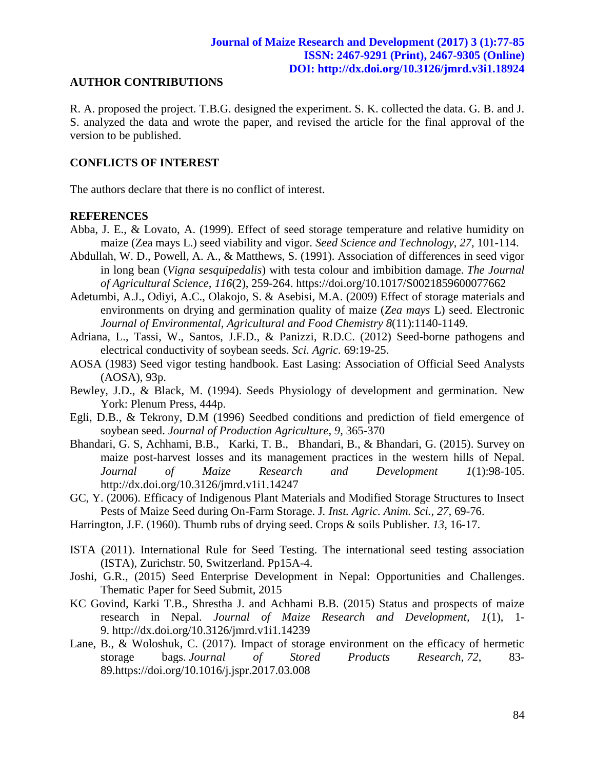## AUTHOR CONTRIBUTIONS

R. A. proposed the project. T.B.G. designed the experiment. S. K. collected the data. G. B. and J. S. analyzed the data and wrote the paper, and revised the article for the final approval of the version to be published.

## CONFLICTS OF INTEREST

The authors declare that there is no conflict of interest.

## REFERENCES

Abba, J. E., & Lovato, A. (1999). Effect of seed storage temperature and relative humidity on maize (Zea mays L.) seed viability and vigor. *Seed Science and Technology*, *27*, 101-114.

Abdullah, W. D., Powell, A. A., & Matthews, S. (1991). Association of differences in seed vigor in long bean (*Vigna sesquipedalis*) with testa colour and imbibition damage. *The Journal of Agricultural Science*, *116*(2), 259-264. https://doi.org/10.1017/S0021859600077662

Adetumbi, A.J., Odiyi, A.C., Olakojo, S. & Asebisi, M.A. (2009) Effect of storage materials and environments on drying and germination quality of maize (*Zea mays* L) seed. Electronic *Journal of Environmental, Agricultural and Food Chemistry 8*(11):1140-1149.

Adriana, L., Tassi, W., Santos, J.F.D., & Panizzi, R.D.C. (2012) Seed-borne pathogens and electrical conductivity of soybean seeds. *Sci. Agric.* 69:19-25.

AOSA (1983) Seed vigor testing handbook. East Lasing: Association of Official Seed Analysts (AOSA), 93p.

Bewley, J.D., & Black, M. (1994). Seeds Physiology of development and germination. New York: Plenum Press, 444p.

Egli, D.B., & Tekrony, D.M (1996) Seedbed conditions and prediction of field emergence of soybean seed. *Journal of Production Agriculture*, *9*, 365-370

Bhandari, G. S, Achhami, B.B., Karki, T. B., Bhandari, B., & Bhandari, G. (2015). Survey on maize post-harvest losses and its management practices in the western hills of Nepal. *Journal of Maize Research and Development 1*(1):98-105. http://dx.doi.org/10.3126/jmrd.v1i1.14247

GC, Y. (2006). Efficacy of Indigenous Plant Materials and Modified Storage Structures to Insect Pests of Maize Seed during On-Farm Storage. J*. Inst. Agric. Anim. Sci.*, *27*, 69-76.

Harrington, J.F. (1960). Thumb rubs of drying seed. Crops & soils Publisher. *13*, 16-17.

ISTA (2011). International Rule for Seed Testing. The international seed testing association (ISTA), Zurichstr. 50, Switzerland. Pp15A-4.

Joshi, G.R., (2015) Seed Enterprise Development in Nepal: Opportunities and Challenges. Thematic Paper for Seed Submit, 2015

KC Govind, Karki T.B., Shrestha J. and Achhami B.B. (2015) Status and prospects of maize research in Nepal. *Journal of Maize Research and Development, 1*(1), 1-9. http://dx.doi.org/10.3126/jmrd.v1i1.14239

Lane, B., & Woloshuk, C. (2017). Impact of storage environment on the efficacy of hermetic storage bags. *Journal of Stored Products Research*, *72*, 83-89.https://doi.org/10.1016/j.jspr.2017.03.008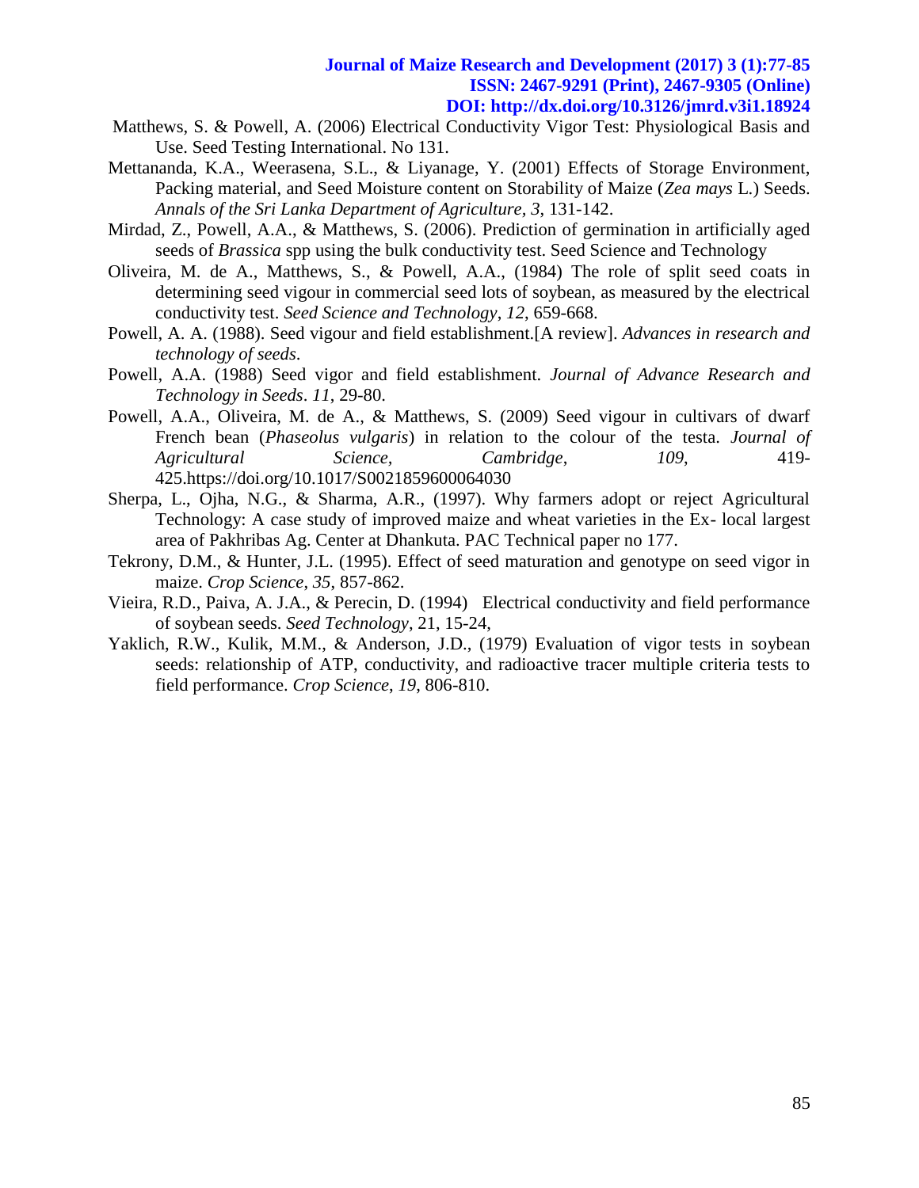Matthews, S. & Powell, A. (2006) Electrical Conductivity Vigor Test: Physiological Basis and Use. Seed Testing International. No 131.

Mettananda, K.A., Weerasena, S.L., & Liyanage, Y. (2001) Effects of Storage Environment, Packing material, and Seed Moisture content on Storability of Maize (*Zea mays* L.) Seeds. *Annals of the Sri Lanka Department of Agriculture*, *3*, 131-142.

Mirdad, Z., Powell, A.A., & Matthews, S. (2006). Prediction of germination in artificially aged seeds of *Brassica* spp using the bulk conductivity test. Seed Science and Technology

Oliveira, M. de A., Matthews, S., & Powell, A.A., (1984) The role of split seed coats in determining seed vigour in commercial seed lots of soybean, as measured by the electrical conductivity test. *Seed Science and Technology*, *12*, 659-668.

Powell, A. A. (1988). Seed vigour and field establishment.[A review]. *Advances in research and technology of seeds*.

Powell, A.A. (1988) Seed vigor and field establishment. *Journal of Advance Research and Technology in Seeds*. *11*, 29-80.

Powell, A.A., Oliveira, M. de A., & Matthews, S. (2009) Seed vigour in cultivars of dwarf French bean (*Phaseolus vulgaris*) in relation to the colour of the testa. *Journal of Agricultural Science, Cambridge*, *109*, 419-425.https://doi.org/10.1017/S0021859600064030

Sherpa, L., Ojha, N.G., & Sharma, A.R., (1997). Why farmers adopt or reject Agricultural Technology: A case study of improved maize and wheat varieties in the Ex- local largest area of Pakhribas Ag. Center at Dhankuta. PAC Technical paper no 177.

Tekrony, D.M., & Hunter, J.L. (1995). Effect of seed maturation and genotype on seed vigor in maize. *Crop Science*, *35*, 857-862.

Vieira, R.D., Paiva, A. J.A., & Perecin, D. (1994) Electrical conductivity and field performance of soybean seeds. *Seed Technology*, 21, 15-24,

Yaklich, R.W., Kulik, M.M., & Anderson, J.D., (1979) Evaluation of vigor tests in soybean seeds: relationship of ATP, conductivity, and radioactive tracer multiple criteria tests to field performance. *Crop Science*, *19*, 806-810.